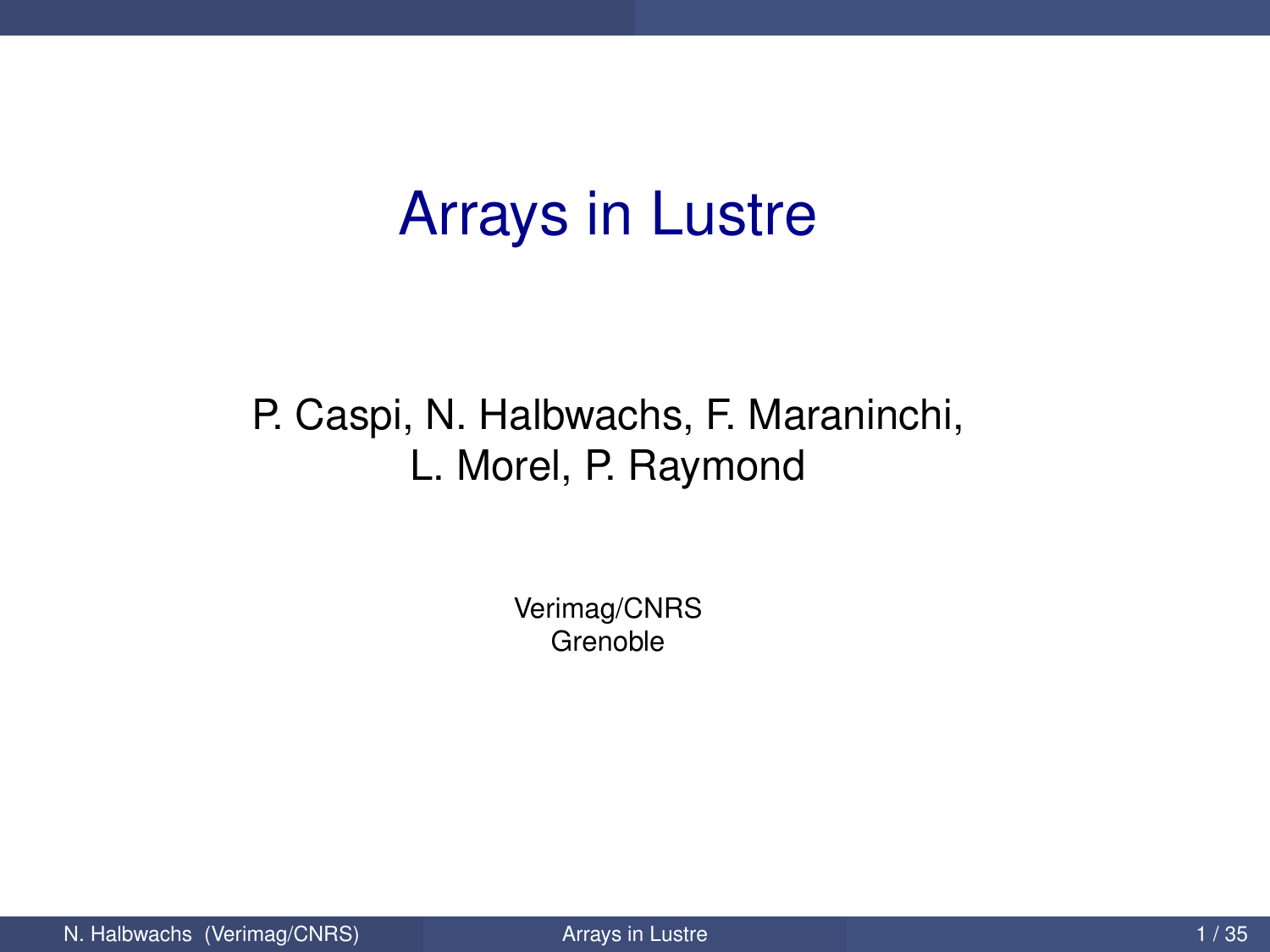# Arrays in Lustre

P. Caspi, N. Halbwachs, F. Maraninchi,
L. Morel, P. Raymond

Verimag/CNRS
Grenoble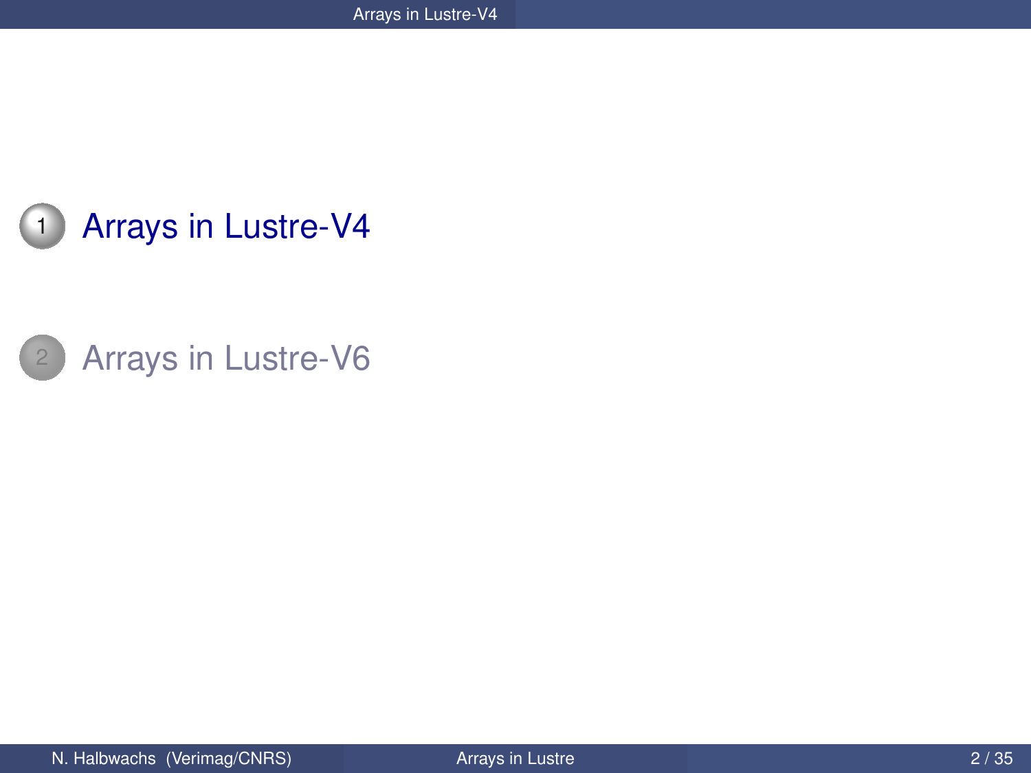1. Arrays in Lustre-V4

2. Arrays in Lustre-V6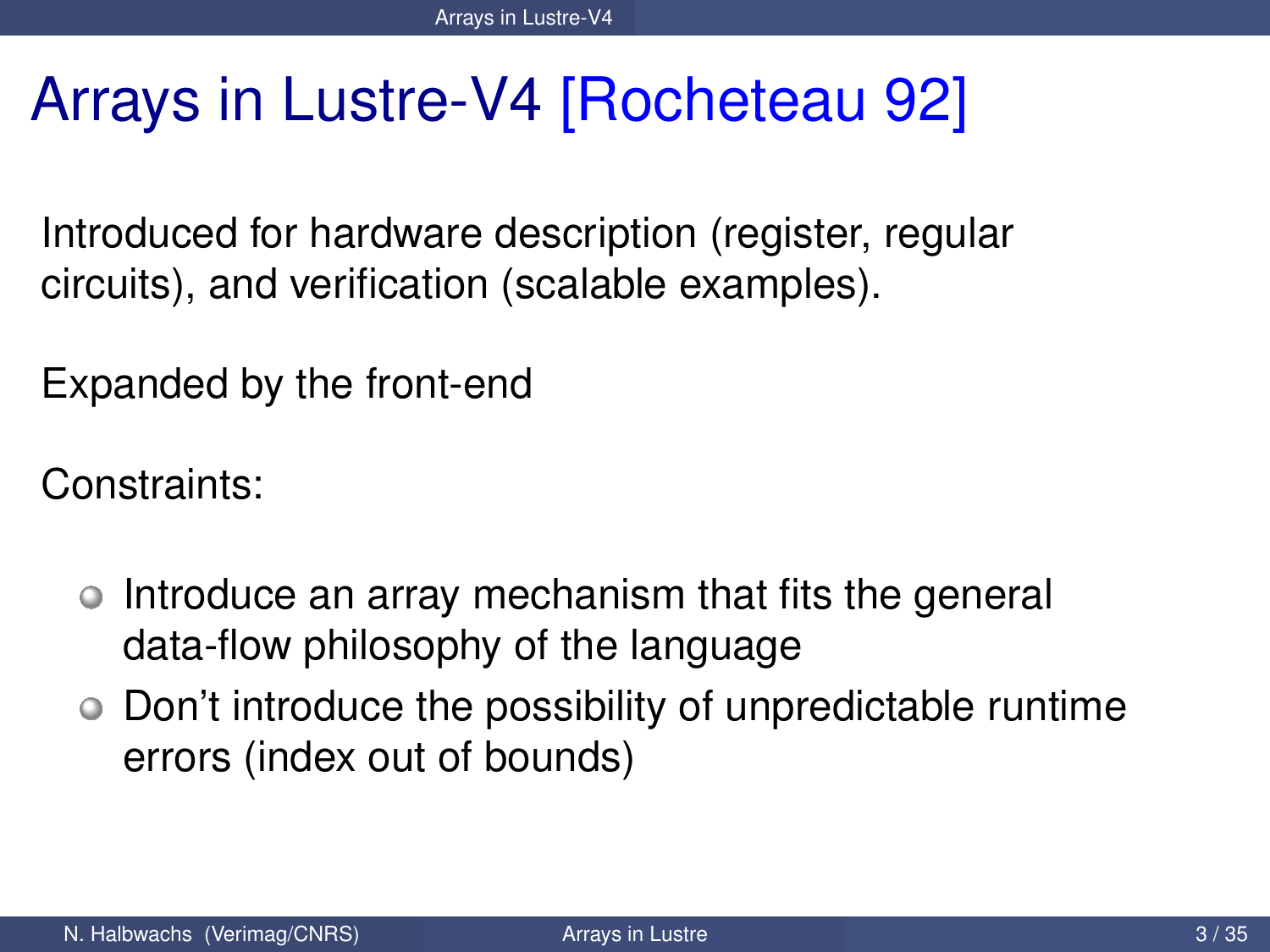# Arrays in Lustre-V4 [Rocheteau 92]

Introduced for hardware description (register, regular circuits), and verification (scalable examples).

Expanded by the front-end

Constraints:

- Introduce an array mechanism that fits the general data-flow philosophy of the language
- Don't introduce the possibility of unpredictable runtime errors (index out of bounds)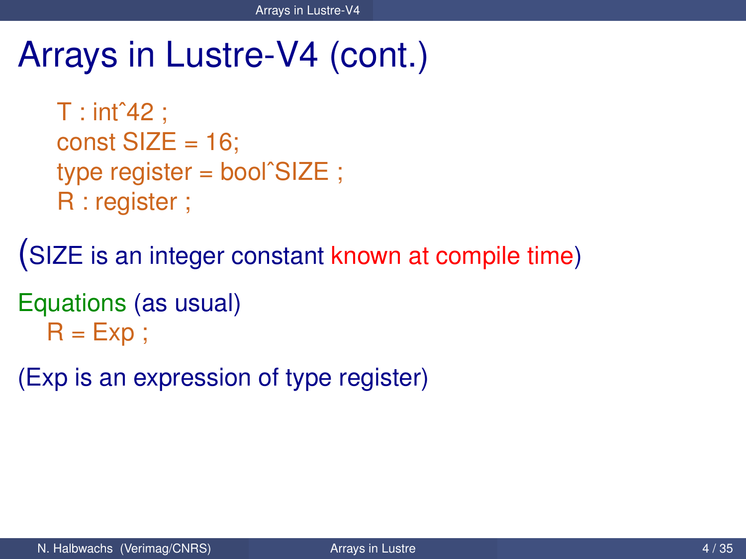# Arrays in Lustre-V4 (cont.)

```
T : int^42 ;
const SIZE = 16;
type register = bool^SIZE ;
R : register ;
```

(SIZE is an integer constant known at compile time)

Equations (as usual)

```
R = Exp ;
```

(Exp is an expression of type register)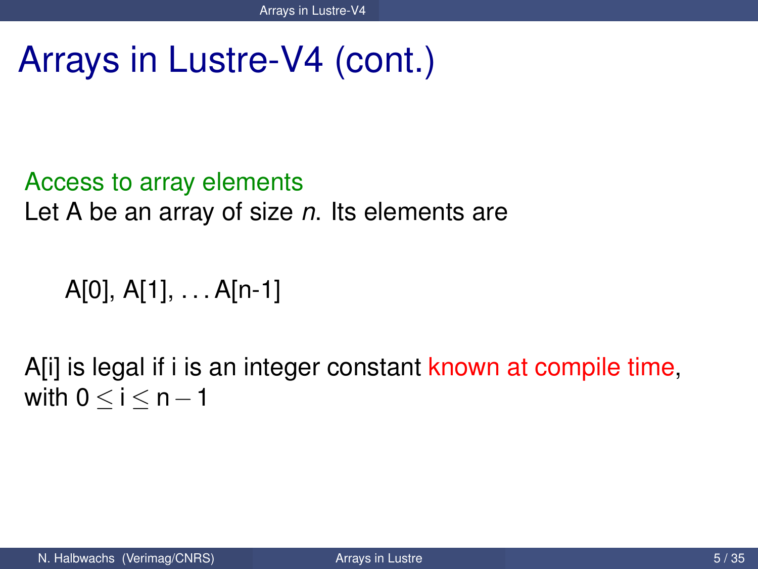# Arrays in Lustre-V4 (cont.)

Access to array elements

Let A be an array of size *n*. Its elements are

A[0], A[1], . . . A[n-1]

A[i] is legal if i is an integer constant known at compile time, with $0 \leq i \leq n-1$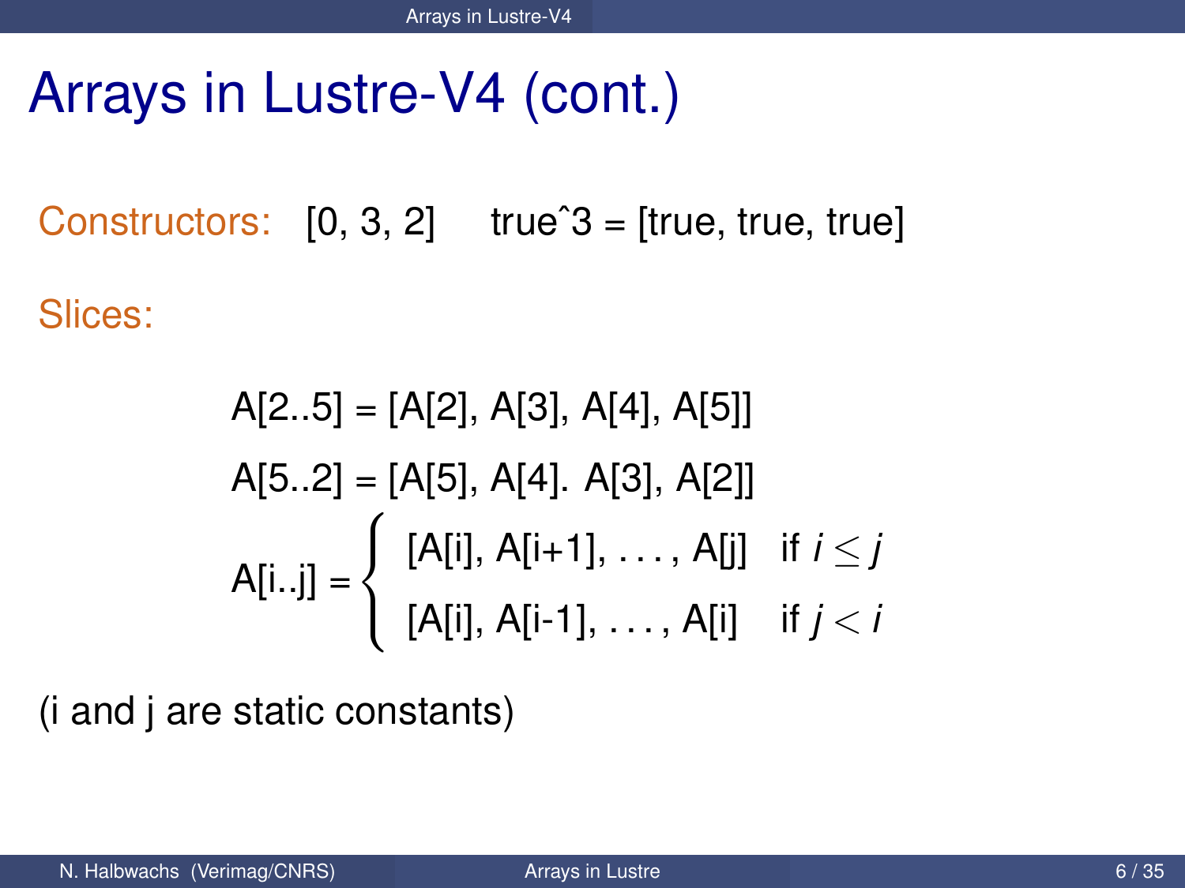# Arrays in Lustre-V4 (cont.)

Constructors: [0, 3, 2]   true^3 = [true, true, true]

Slices:

A[2..5] = [A[2], A[3], A[4], A[5]]

A[5..2] = [A[5], A[4]. A[3], A[2]]

$$
\text{A[i..j]} = \begin{cases} \text{[A[i], A[i+1], ..., A[j]]} & \text{if } i \leq j \\ \text{[A[i], A[i-1], ..., A[i]]} & \text{if } j < i \end{cases}
$$

(i and j are static constants)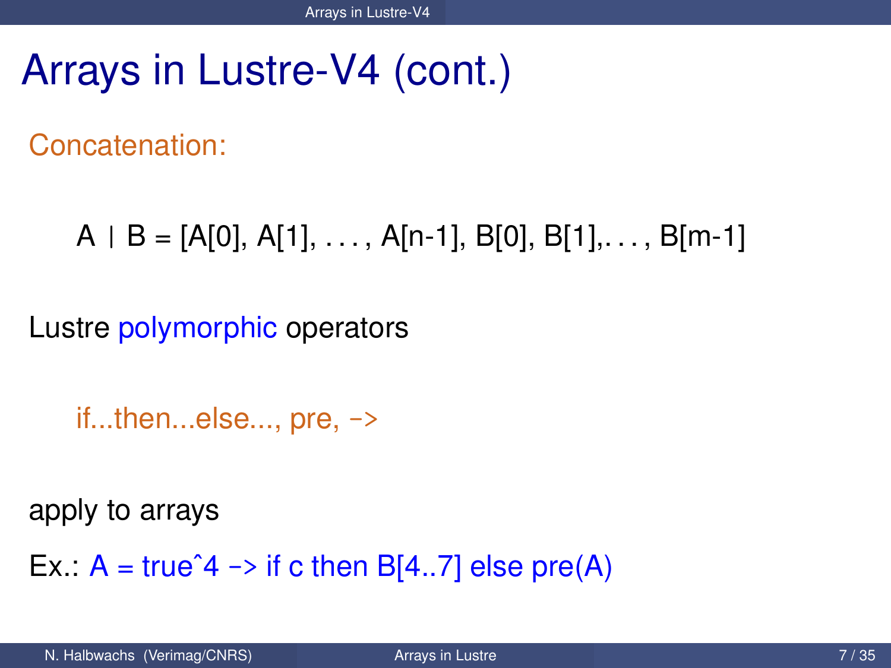# Arrays in Lustre-V4 (cont.)

Concatenation:

A | B = [A[0], A[1], . . . , A[n-1], B[0], B[1],. . . , B[m-1]

Lustre polymorphic operators

if...then...else..., pre, ->

apply to arrays

Ex.: A = true^4 -> if c then B[4..7] else pre(A)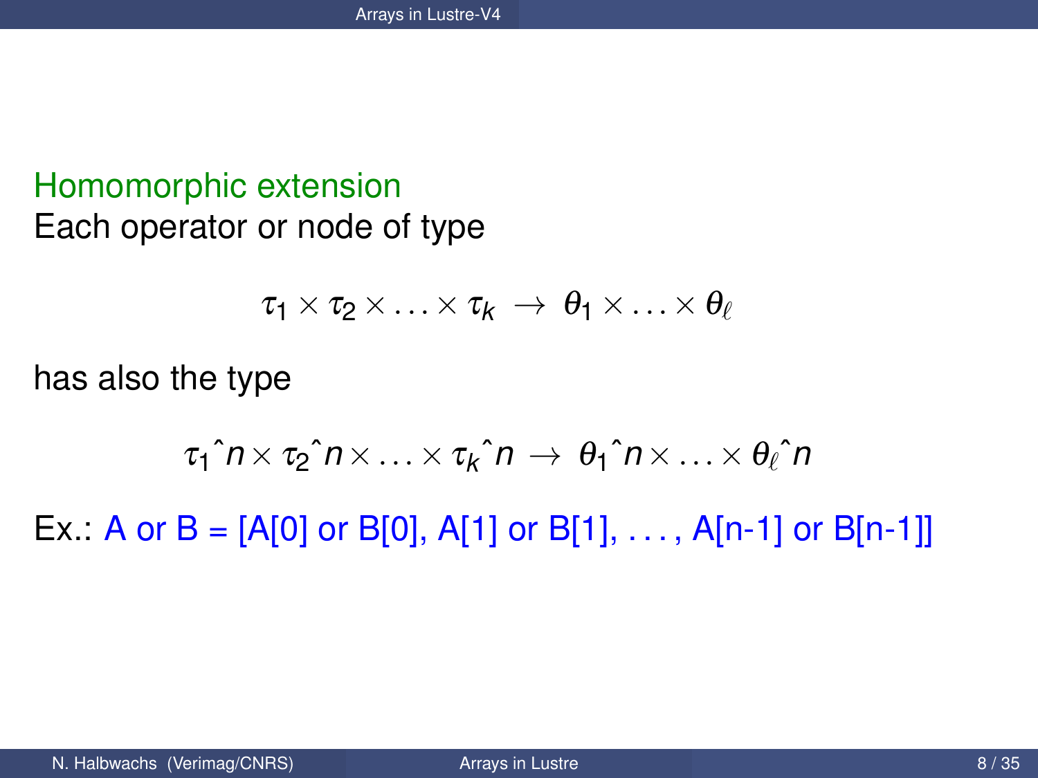## Homomorphic extension

Each operator or node of type

$$\tau_1 \times \tau_2 \times \ldots \times \tau_k \;\rightarrow\; \theta_1 \times \ldots \times \theta_\ell$$

has also the type

$$\tau_1\hat{\ }n \times \tau_2\hat{\ }n \times \ldots \times \tau_k\hat{\ }n \;\rightarrow\; \theta_1\hat{\ }n \times \ldots \times \theta_\ell\hat{\ }n$$

Ex.: A or B = [A[0] or B[0], A[1] or B[1], . . . , A[n-1] or B[n-1]]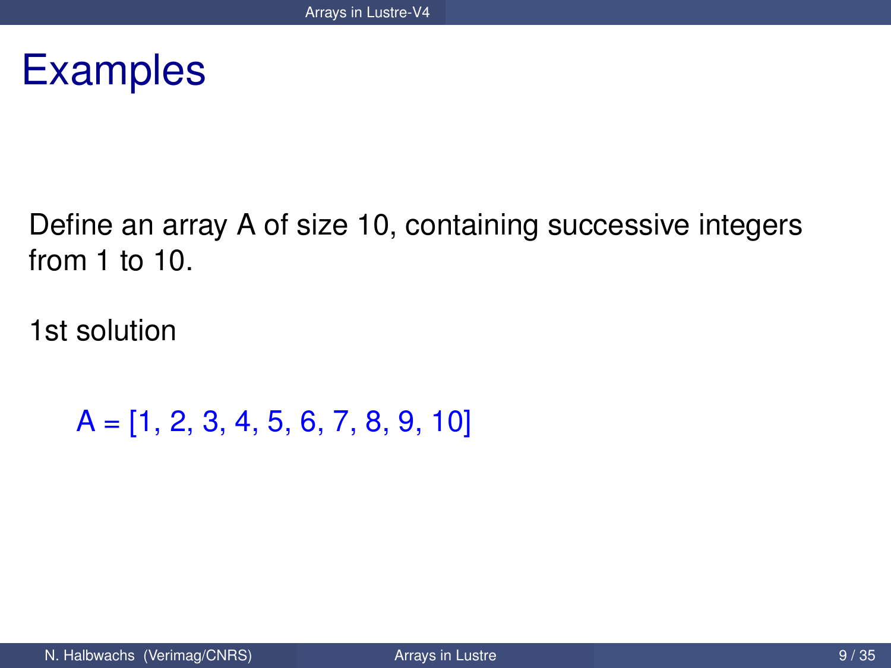# Examples

Define an array A of size 10, containing successive integers from 1 to 10.

1st solution

```
A = [1, 2, 3, 4, 5, 6, 7, 8, 9, 10]
```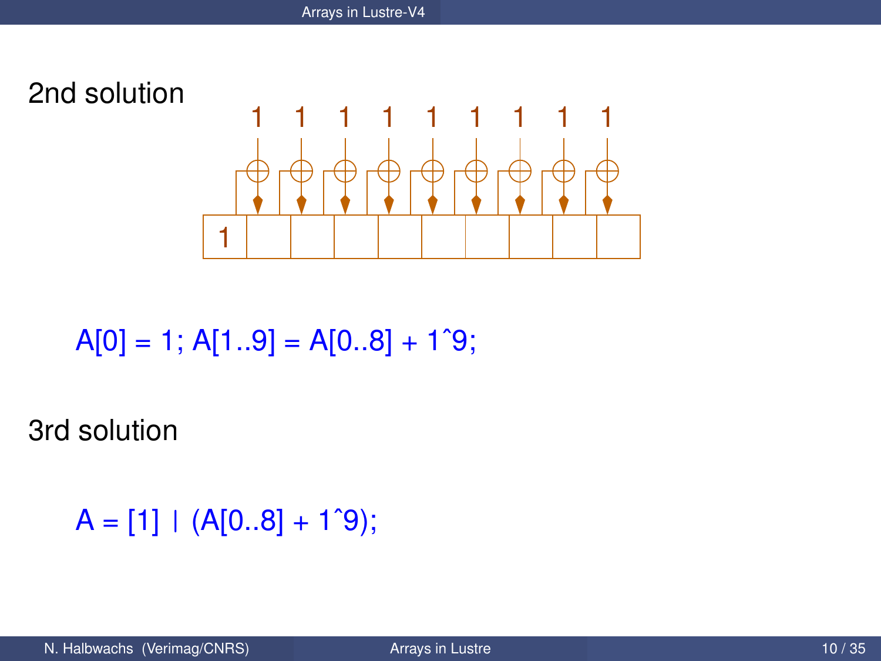2nd solution

```
A[0] = 1; A[1..9] = A[0..8] + 1^9;
```

3rd solution

```
A = [1] | (A[0..8] + 1^9);
```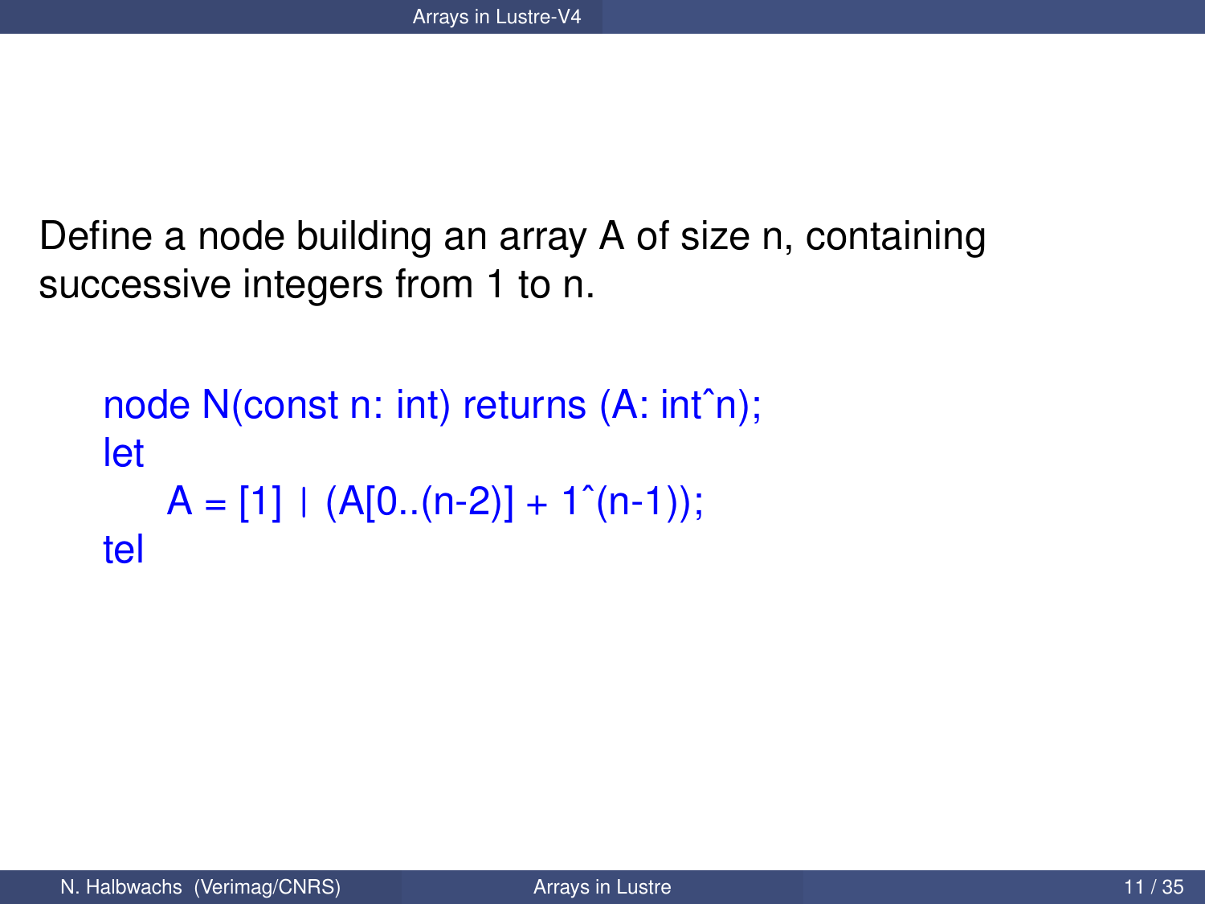Define a node building an array A of size n, containing successive integers from 1 to n.

```
node N(const n: int) returns (A: int^n);
let
    A = [1] | (A[0..(n-2)] + 1^(n-1));
tel
```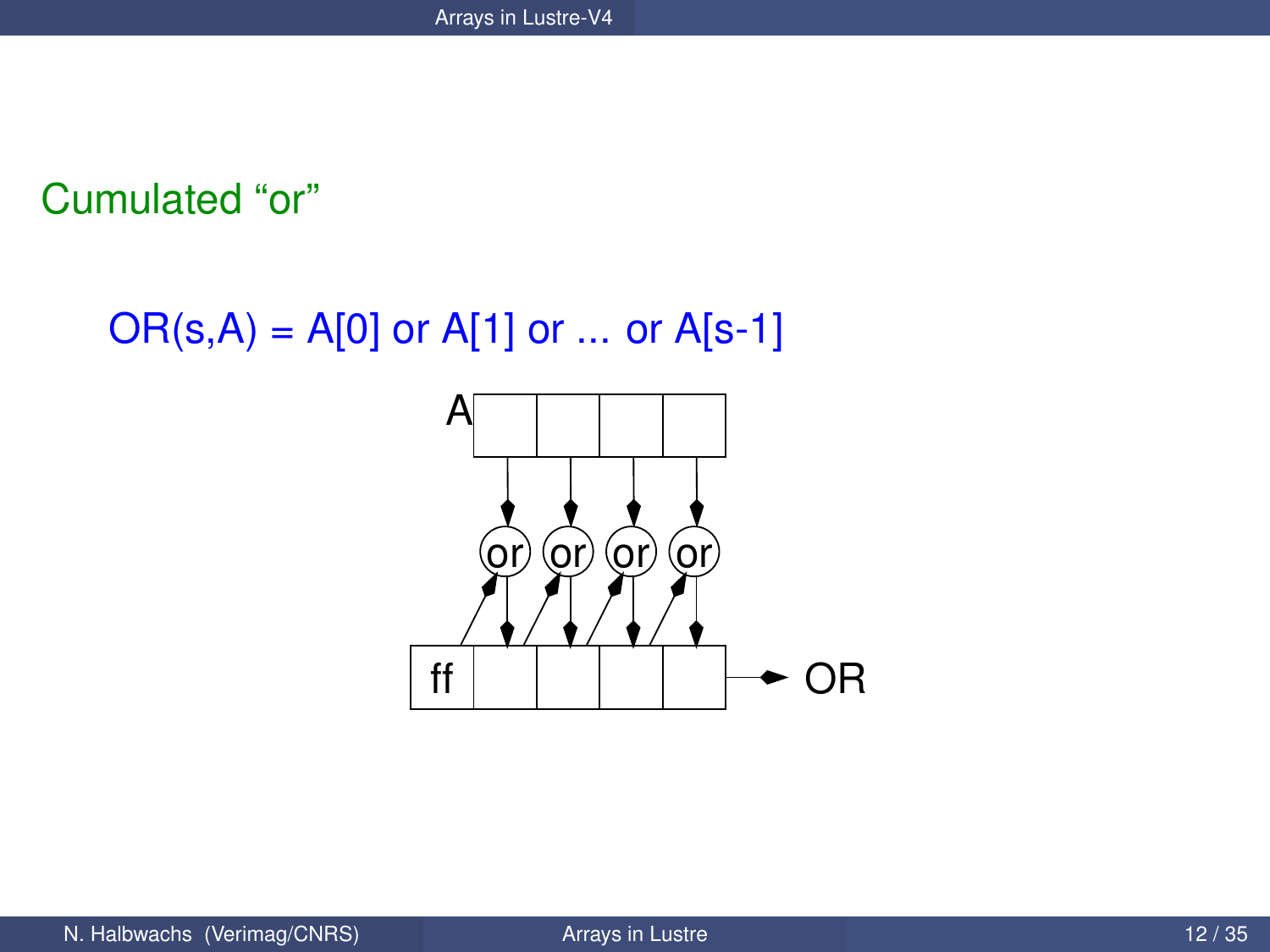## Cumulated “or”

OR(s,A) = A[0] or A[1] or ... or A[s-1]

A

or or or or

ff

OR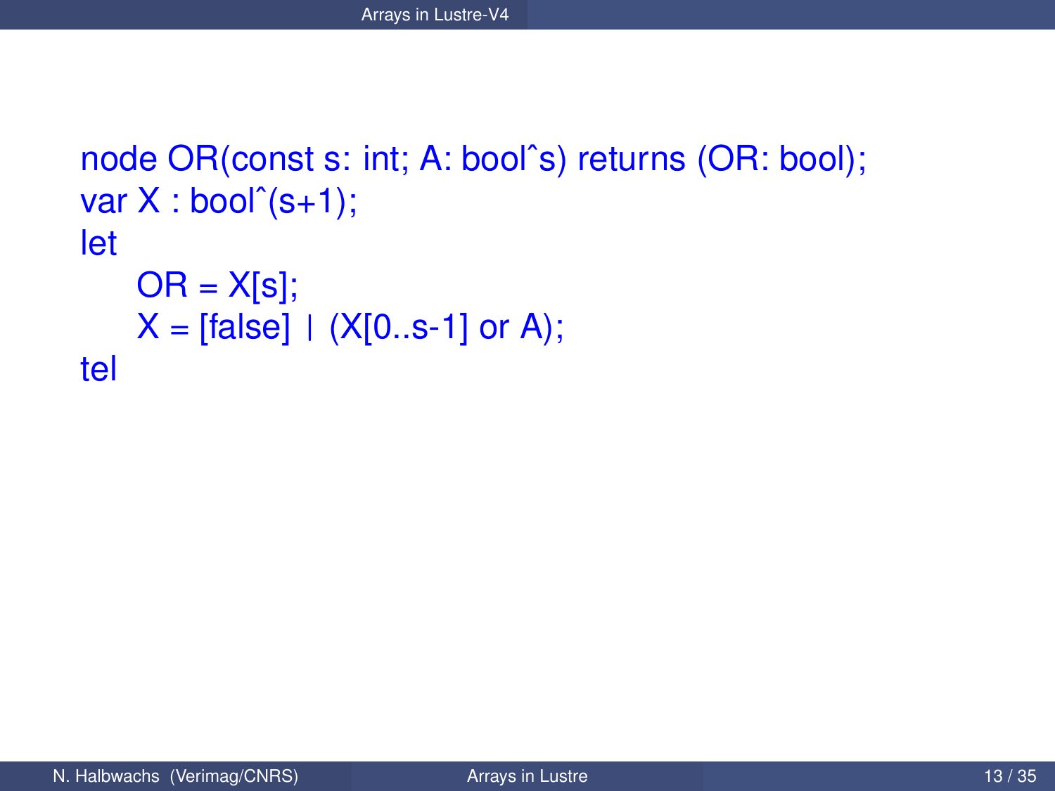```
node OR(const s: int; A: boolˆs) returns (OR: bool);
var X : boolˆ(s+1);
let
    OR = X[s];
    X = [false] | (X[0..s-1] or A);
tel
```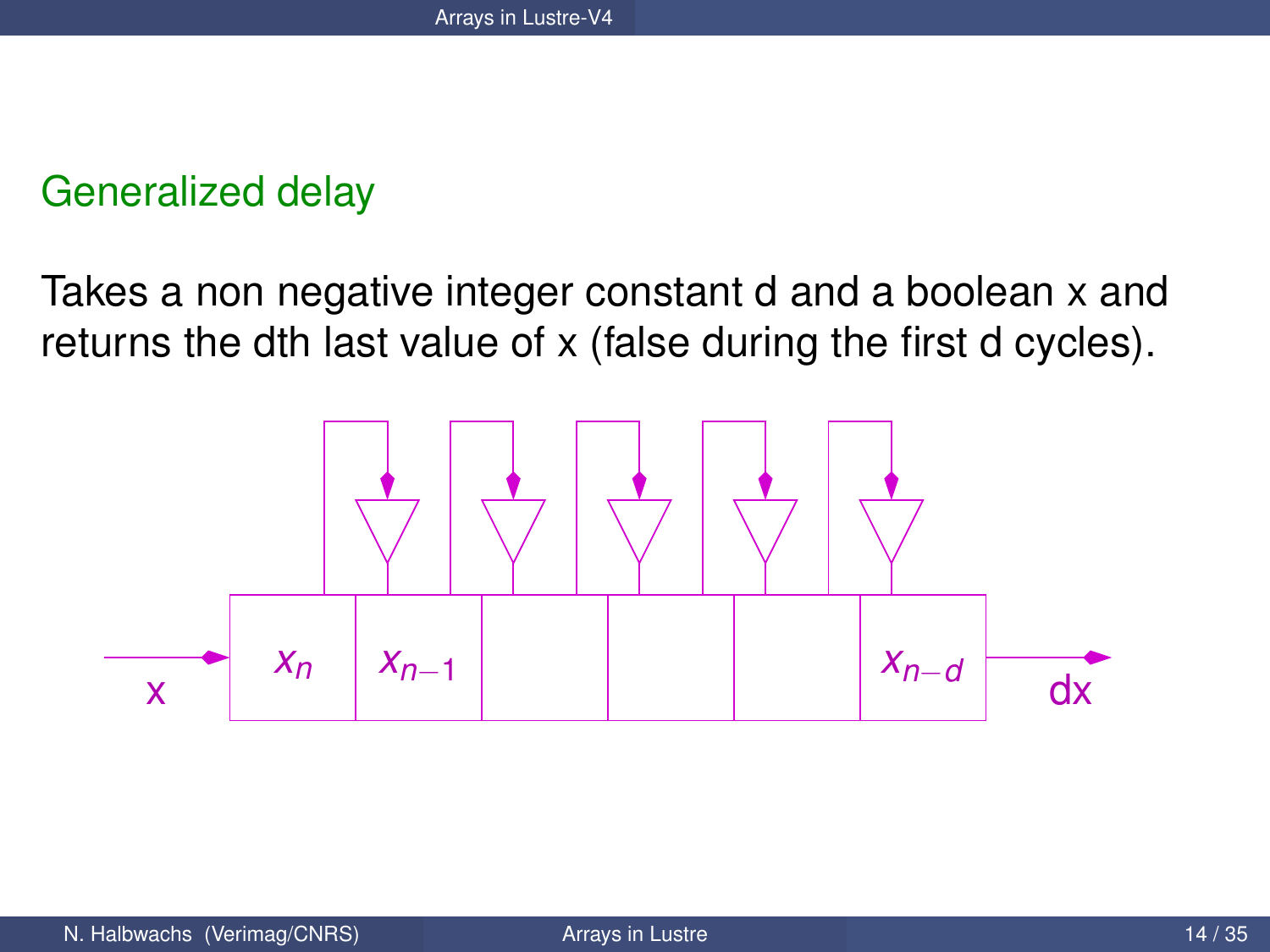## Generalized delay

Takes a non negative integer constant d and a boolean x and returns the dth last value of x (false during the first d cycles).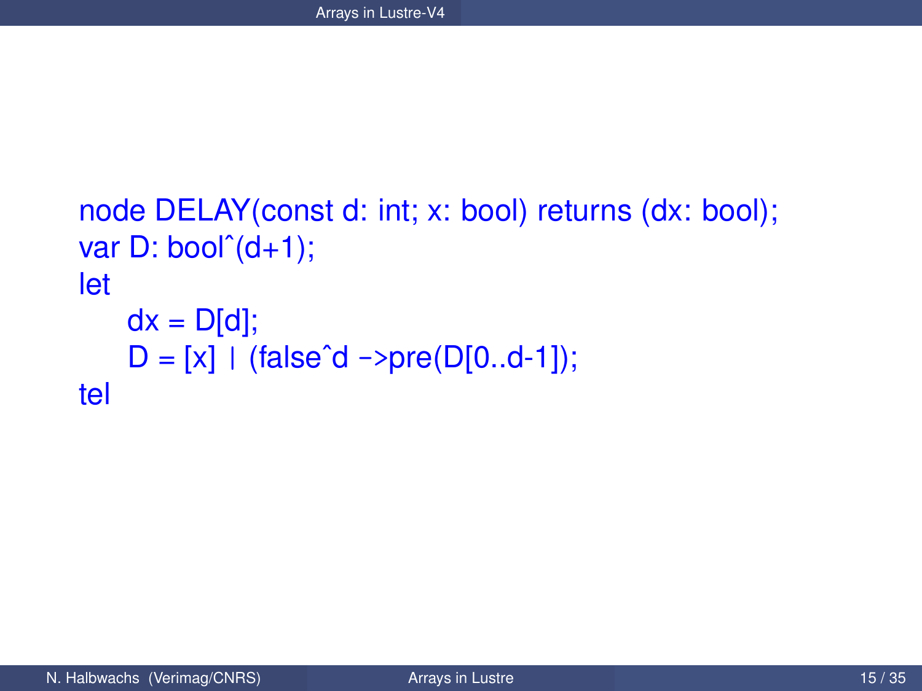```
node DELAY(const d: int; x: bool) returns (dx: bool);
var D: bool^(d+1);
let
    dx = D[d];
    D = [x] | (false^d ->pre(D[0..d-1]);
tel
```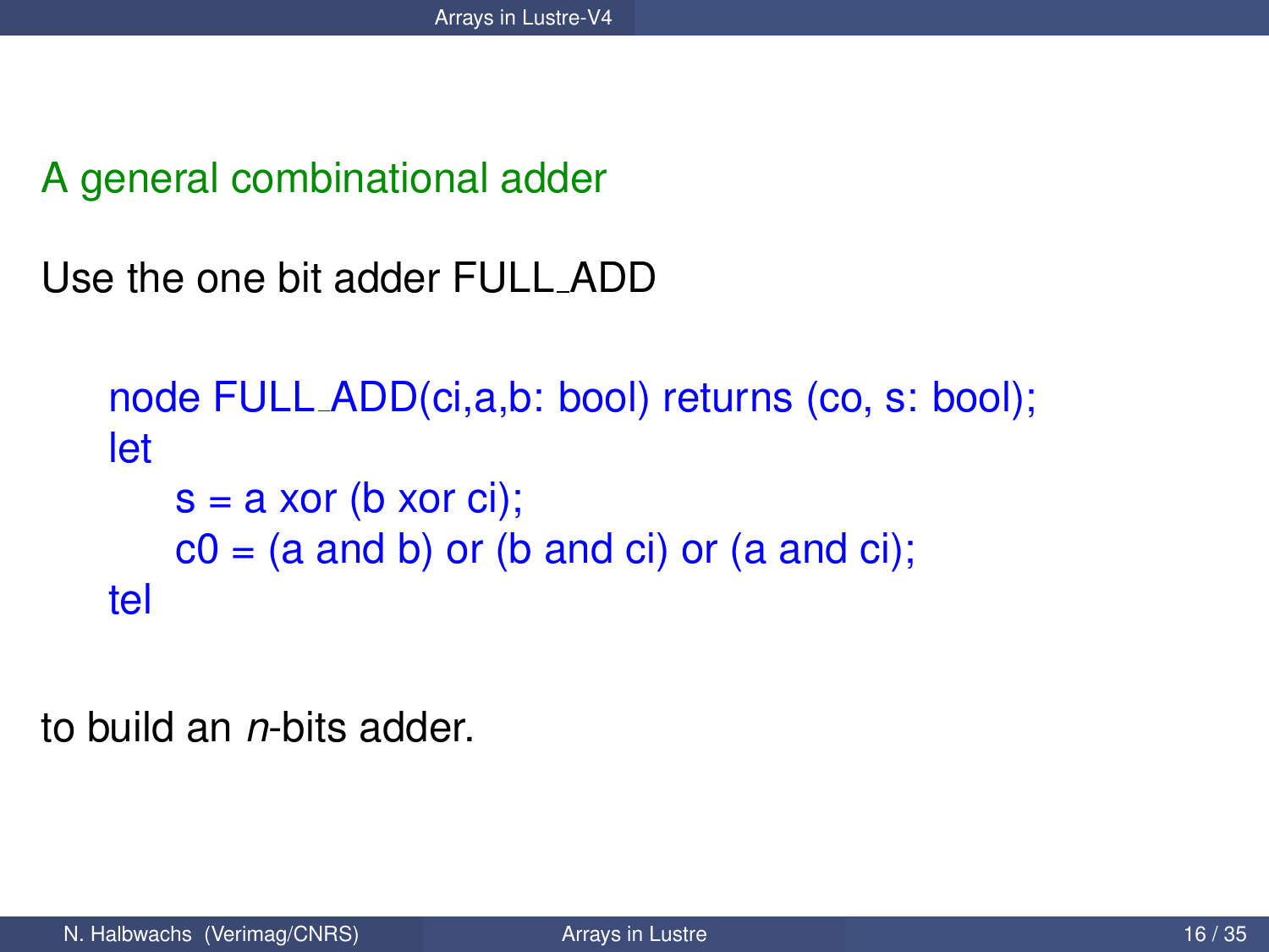## A general combinational adder

Use the one bit adder FULL_ADD

```
node FULL_ADD(ci,a,b: bool) returns (co, s: bool);
let
    s = a xor (b xor ci);
    c0 = (a and b) or (b and ci) or (a and ci);
tel
```

to build an *n*-bits adder.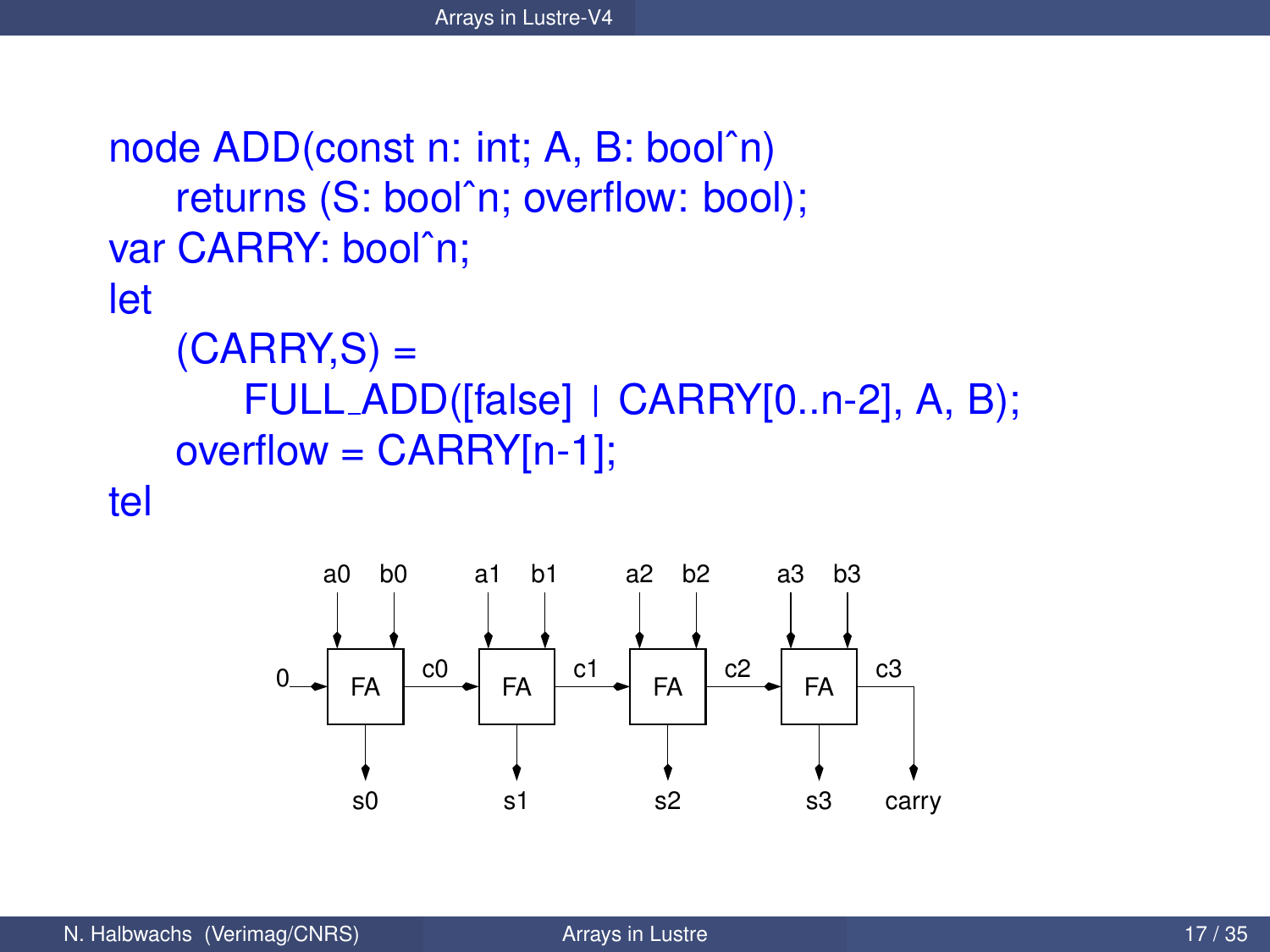```
node ADD(const n: int; A, B: bool^n)
    returns (S: bool^n; overflow: bool);
var CARRY: bool^n;
let
    (CARRY,S) =
        FULL_ADD([false] | CARRY[0..n-2], A, B);
    overflow = CARRY[n-1];
tel
```

a0 b0 a1 b1 a2 b2 a3 b3

0 → FA → c0 → FA → c1 → FA → c2 → FA → c3

s0 s1 s2 s3 carry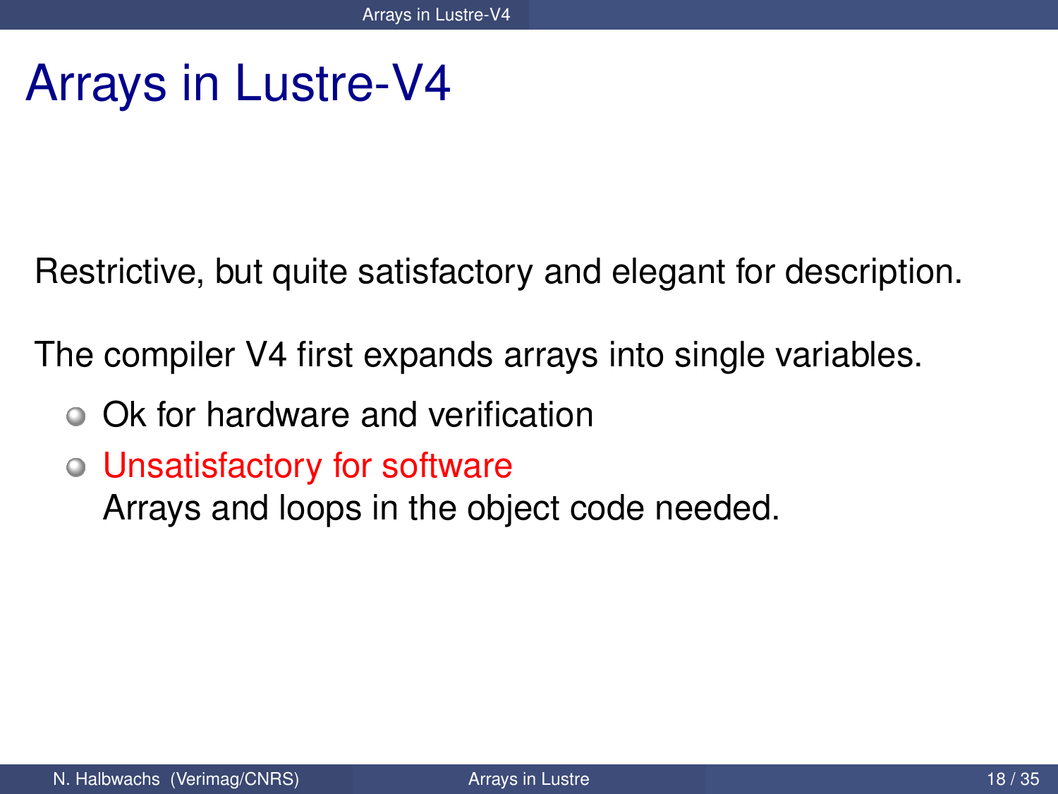# Arrays in Lustre-V4

Restrictive, but quite satisfactory and elegant for description.

The compiler V4 first expands arrays into single variables.

- Ok for hardware and verification
- Unsatisfactory for software
  Arrays and loops in the object code needed.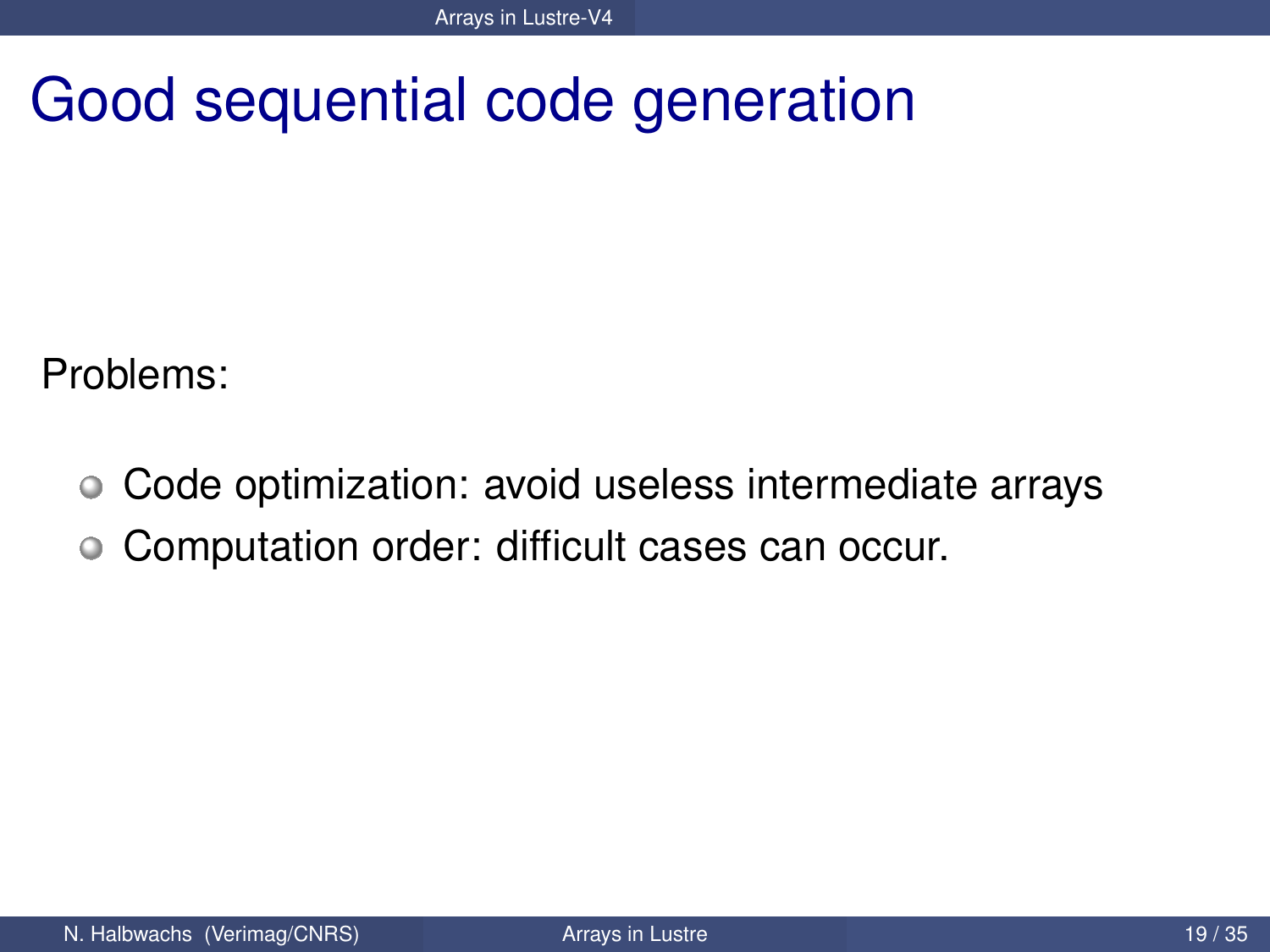# Good sequential code generation

Problems:

- Code optimization: avoid useless intermediate arrays
- Computation order: difficult cases can occur.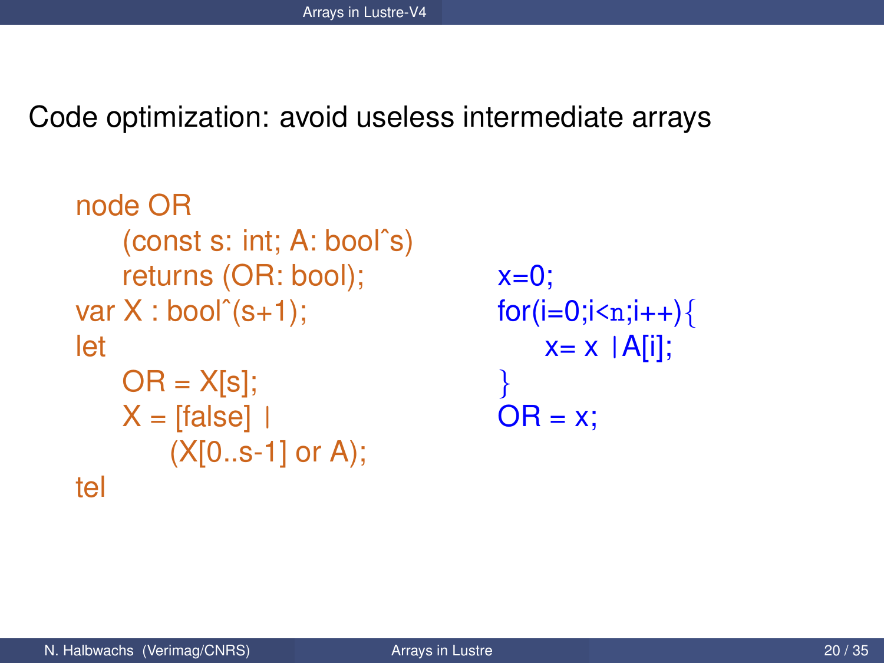Code optimization: avoid useless intermediate arrays

```
node OR
    (const s: int; A: bool^s)
    returns (OR: bool);
var X : bool^(s+1);
let
    OR = X[s];
    X = [false] |
        (X[0..s-1] or A);
tel
```

```
x=0;
for(i=0;i<n;i++){
    x= x |A[i];
}
OR = x;
```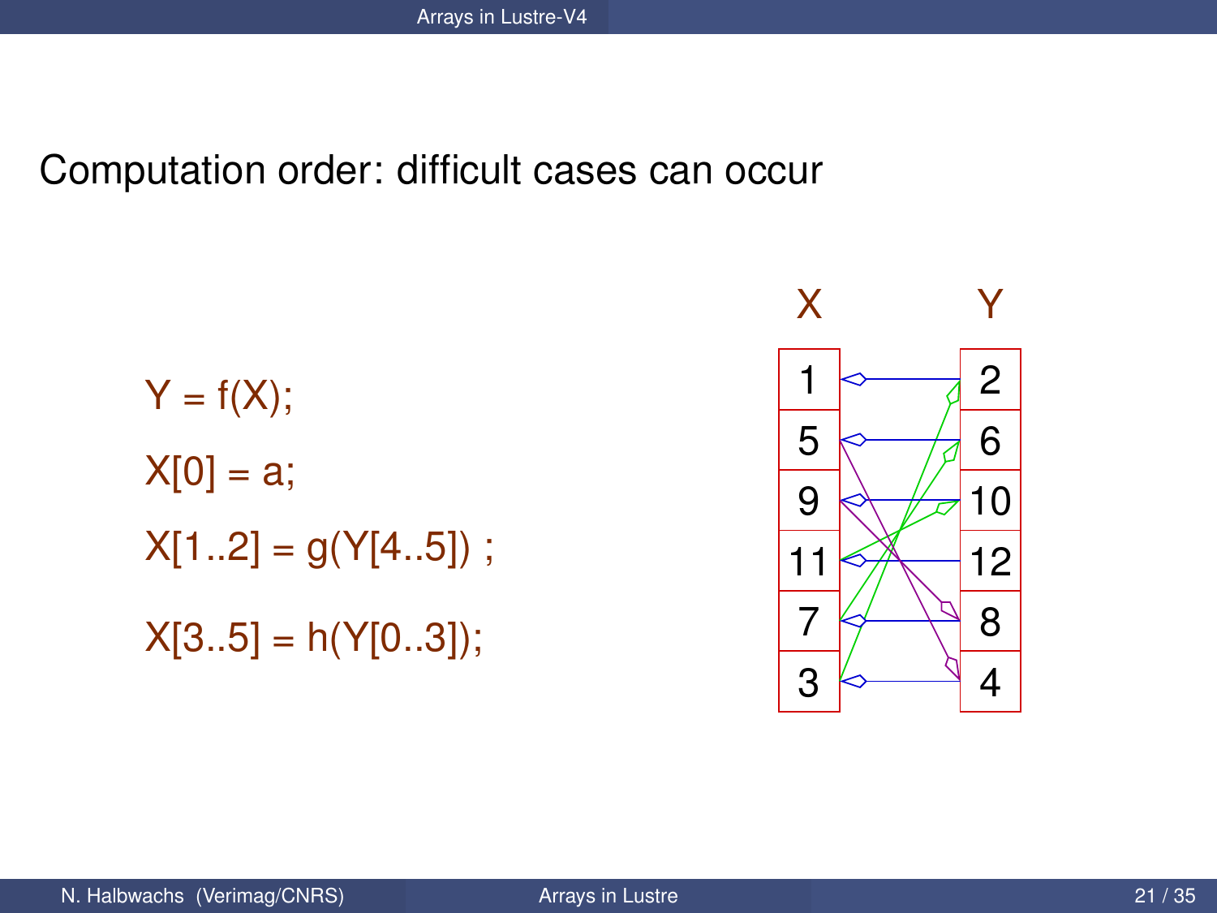Computation order: difficult cases can occur

```
Y = f(X);
X[0] = a;
X[1..2] = g(Y[4..5]) ;
X[3..5] = h(Y[0..3]);
```

| X | Y |
|---|---|
| 1 | 2 |
| 5 | 6 |
| 9 | 10 |
| 11 | 12 |
| 7 | 8 |
| 3 | 4 |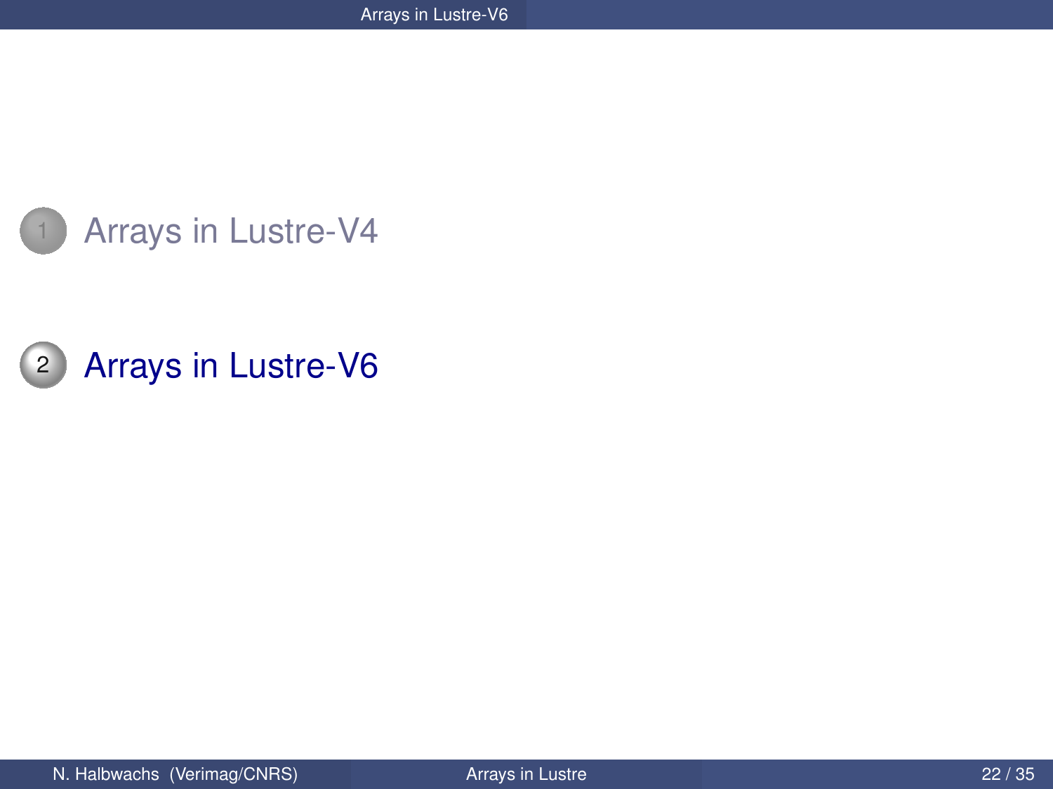1. Arrays in Lustre-V4

2. Arrays in Lustre-V6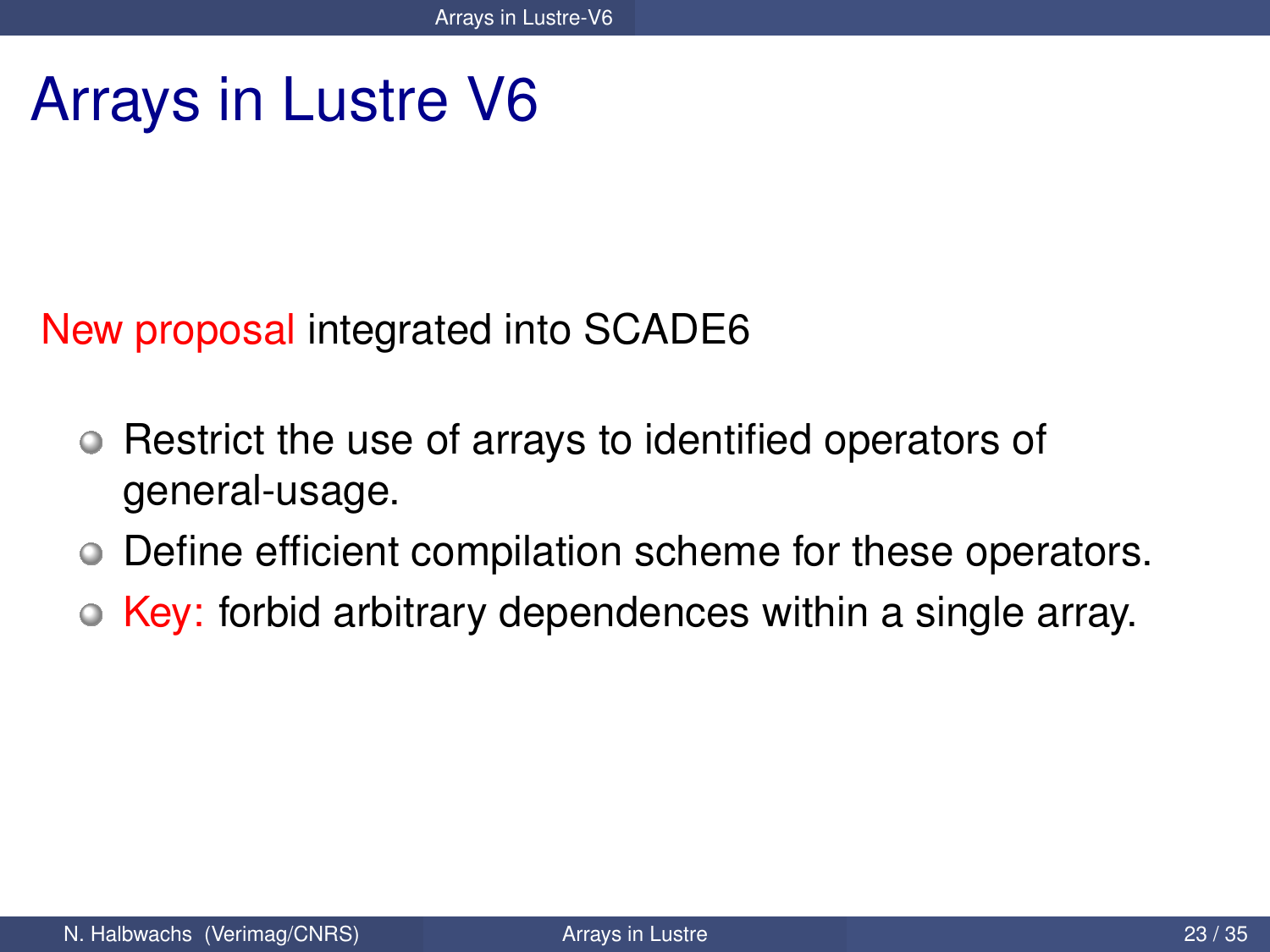# Arrays in Lustre V6

New proposal integrated into SCADE6

- Restrict the use of arrays to identified operators of general-usage.
- Define efficient compilation scheme for these operators.
- Key: forbid arbitrary dependences within a single array.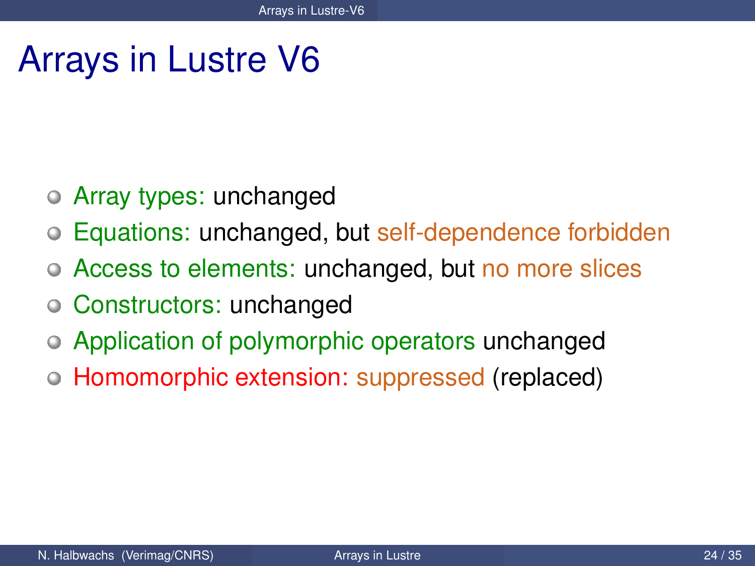# Arrays in Lustre V6

- Array types: unchanged
- Equations: unchanged, but self-dependence forbidden
- Access to elements: unchanged, but no more slices
- Constructors: unchanged
- Application of polymorphic operators unchanged
- Homomorphic extension: suppressed (replaced)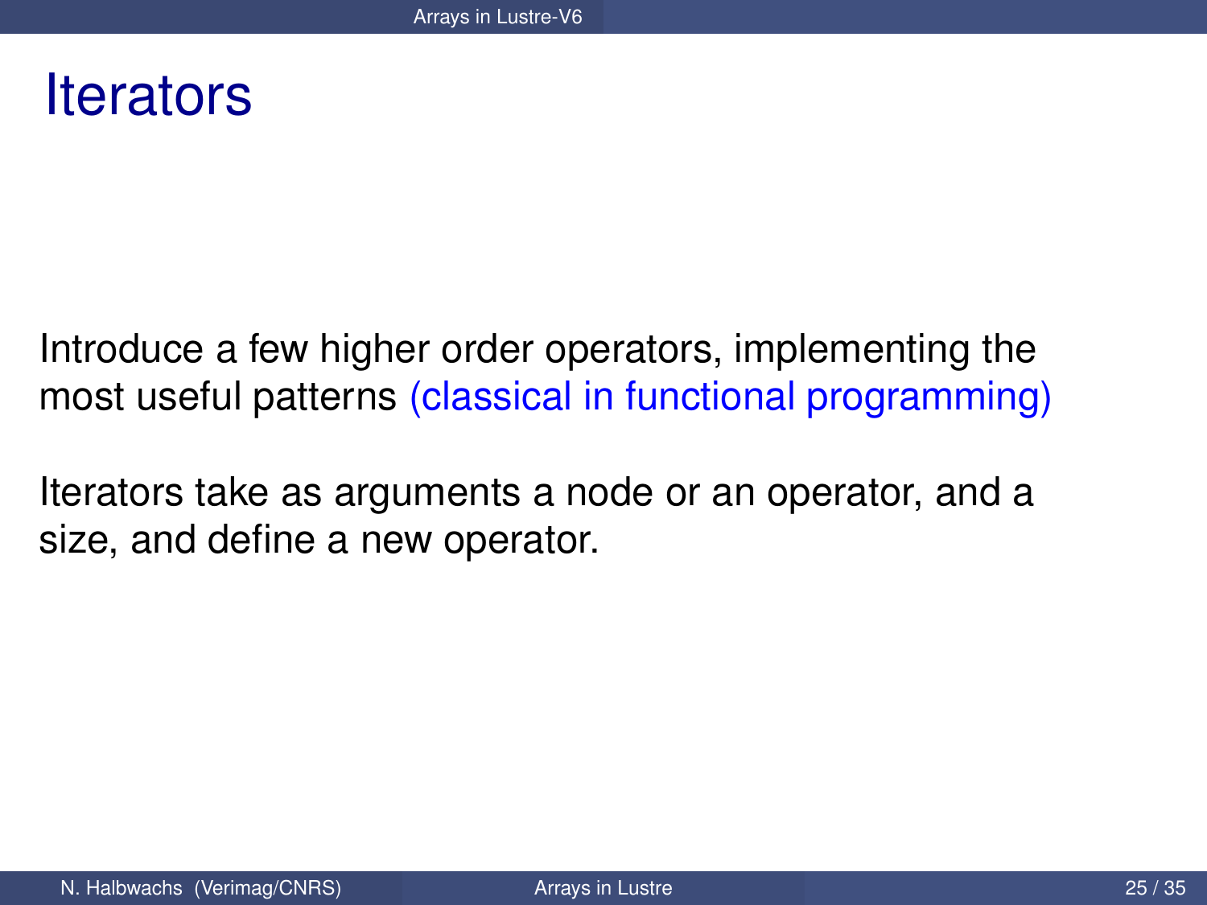# Iterators

Introduce a few higher order operators, implementing the most useful patterns (classical in functional programming)

Iterators take as arguments a node or an operator, and a size, and define a new operator.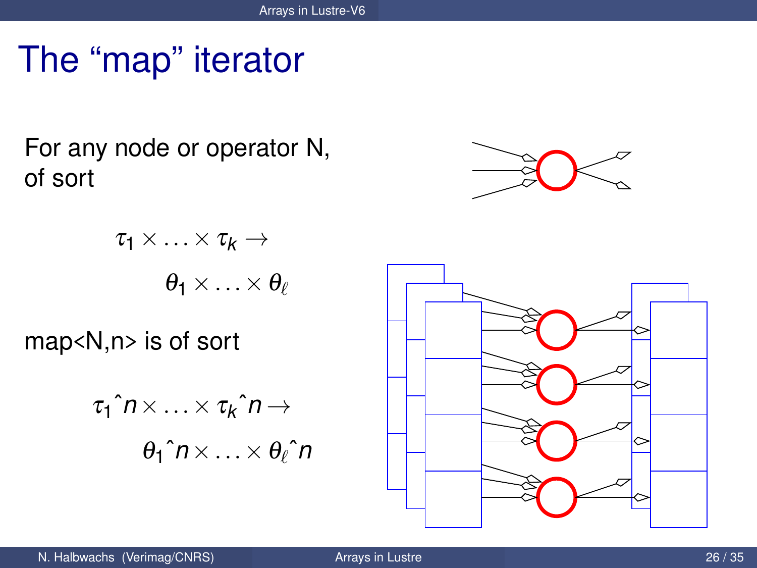# The "map" iterator

For any node or operator N, of sort

$$\tau_1 \times \ldots \times \tau_k \rightarrow$$
$$\theta_1 \times \ldots \times \theta_\ell$$

map<N,n> is of sort

$$\tau_1\hat{}n \times \ldots \times \tau_k\hat{}n \rightarrow$$
$$\theta_1\hat{}n \times \ldots \times \theta_\ell\hat{}n$$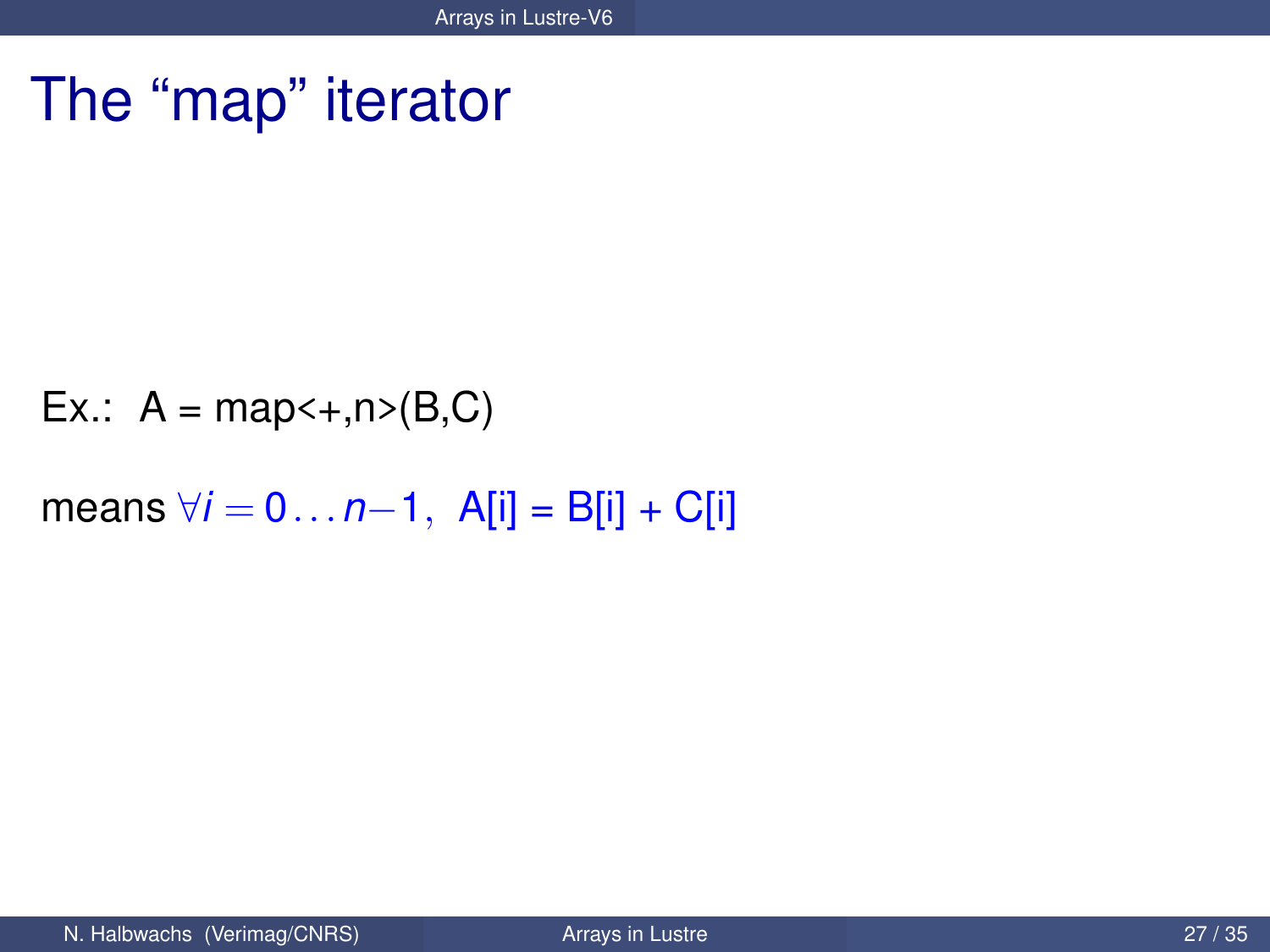# The “map” iterator

Ex.: A = map<+,n>(B,C)

means $\forall i = 0 \ldots n{-}1,$ A[i] = B[i] + C[i]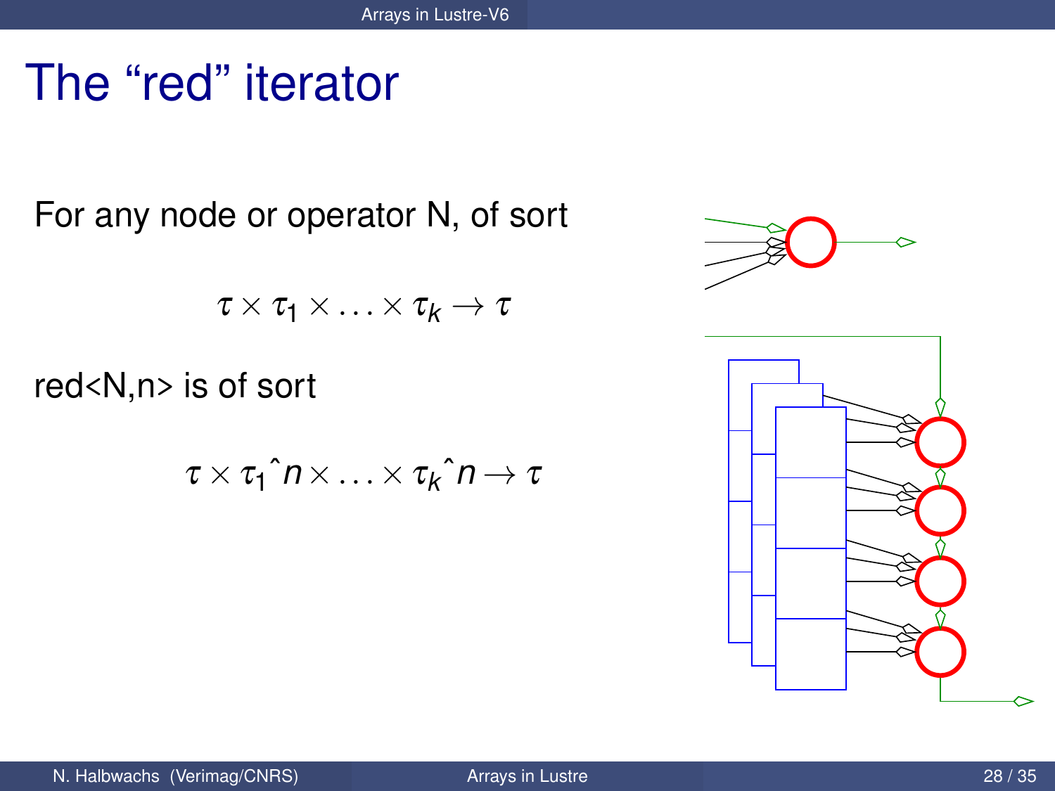# The “red” iterator

For any node or operator N, of sort

$$\tau \times \tau_1 \times \ldots \times \tau_k \rightarrow \tau$$

red<N,n> is of sort

$$\tau \times \tau_1\hat{}n \times \ldots \times \tau_k\hat{}n \rightarrow \tau$$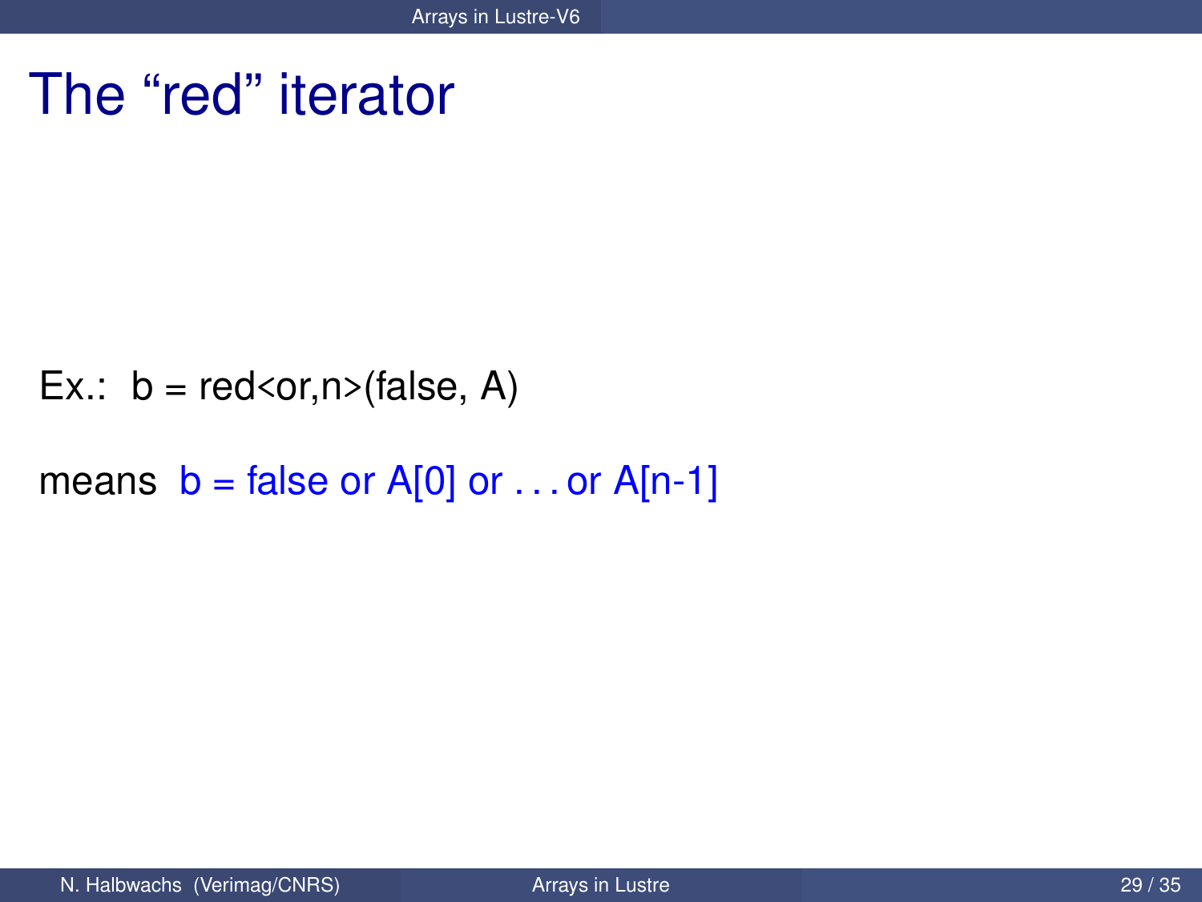# The "red" iterator

Ex.: b = red<or,n>(false, A)

means b = false or A[0] or . . . or A[n-1]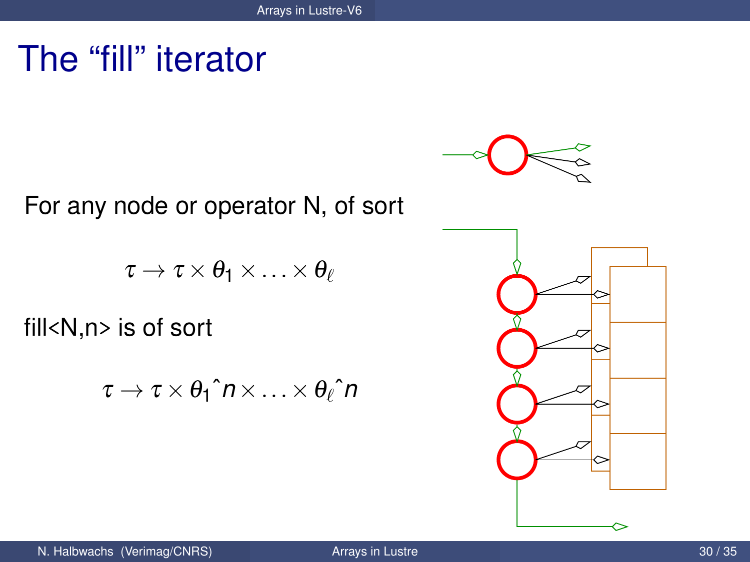# The "fill" iterator

For any node or operator N, of sort

$$\tau \rightarrow \tau \times \theta_1 \times \ldots \times \theta_\ell$$

fill<N,n> is of sort

$$\tau \rightarrow \tau \times \theta_1\hat{}n \times \ldots \times \theta_\ell\hat{}n$$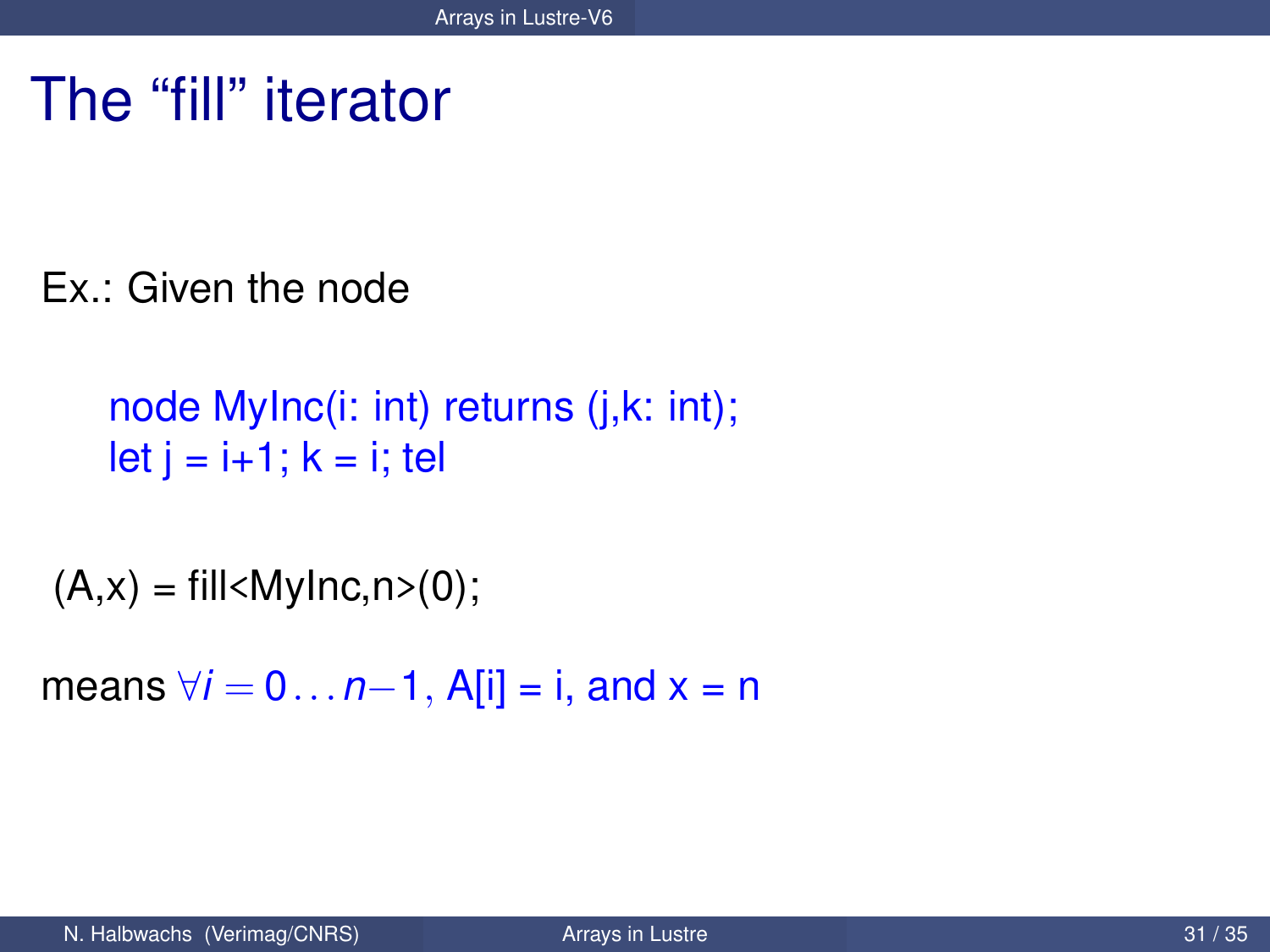# The “fill” iterator

Ex.: Given the node

```
node MyInc(i: int) returns (j,k: int);
let j = i+1; k = i; tel
```

(A,x) = fill<MyInc,n>(0);

means $\forall i = 0 \ldots n-1$, A[i] = i, and x = n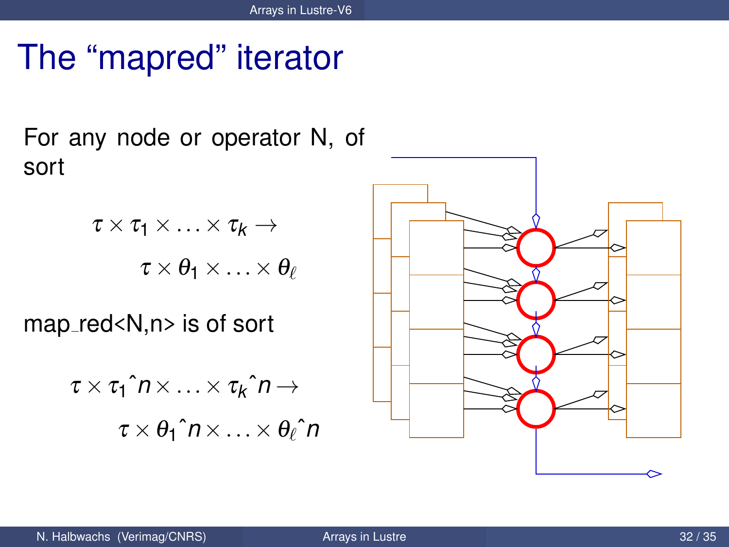# The "mapred" iterator

For any node or operator N, of sort

$$\tau \times \tau_1 \times \ldots \times \tau_k \rightarrow$$
$$\tau \times \theta_1 \times \ldots \times \theta_\ell$$

map_red<N,n> is of sort

$$\tau \times \tau_1\hat{\ }n \times \ldots \times \tau_k\hat{\ }n \rightarrow$$
$$\tau \times \theta_1\hat{\ }n \times \ldots \times \theta_\ell\hat{\ }n$$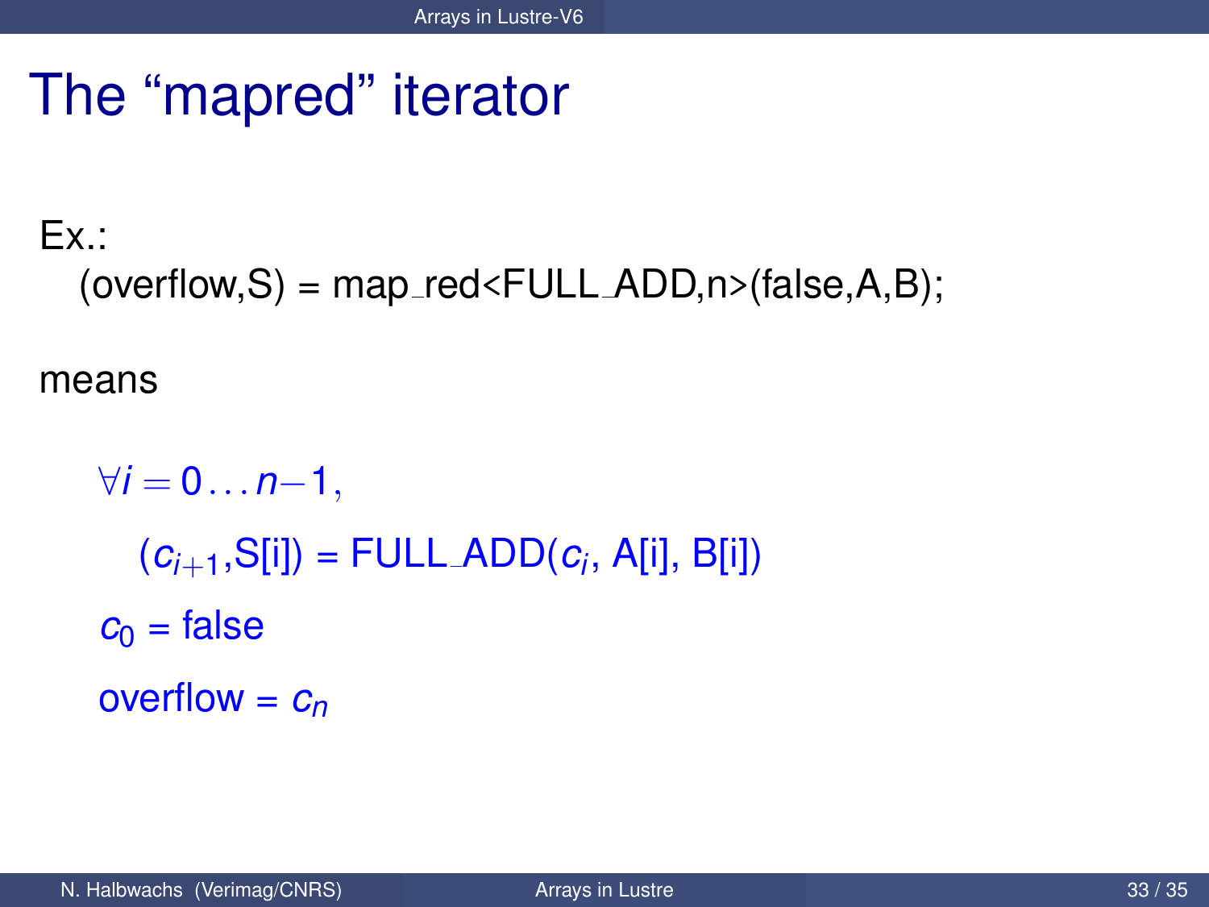# The "mapred" iterator

Ex.:

```
(overflow,S) = map_red<FULL_ADD,n>(false,A,B);
```

means

$\forall i = 0 \ldots n-1$,

$(c_{i+1}$,S[i]) = FULL_ADD($c_i$, A[i], B[i])

$c_0$ = false

overflow = $c_n$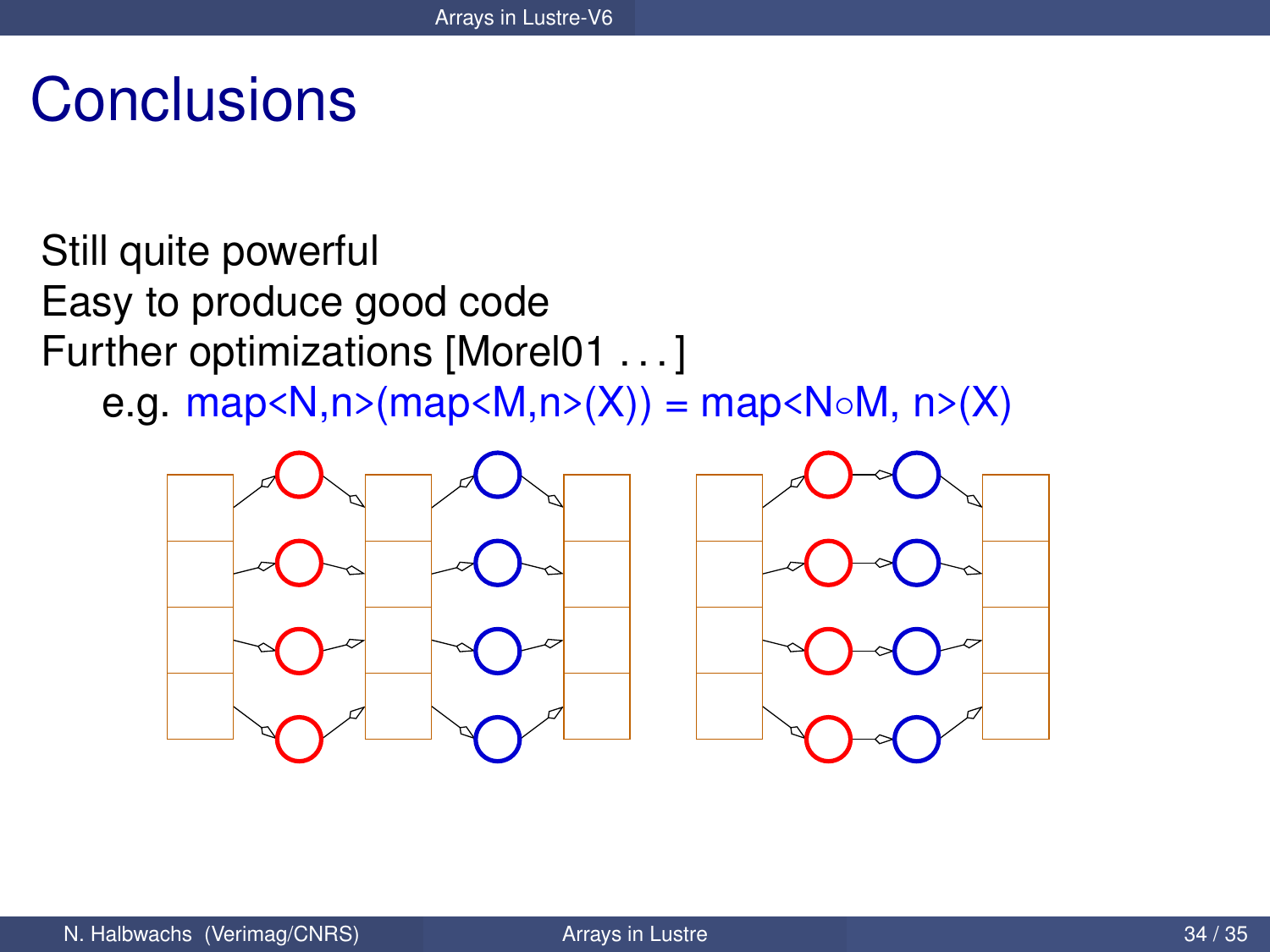# Conclusions

Still quite powerful
Easy to produce good code
Further optimizations [Morel01 . . . ]

e.g. map<N,n>(map<M,n>(X)) = map<N∘M, n>(X)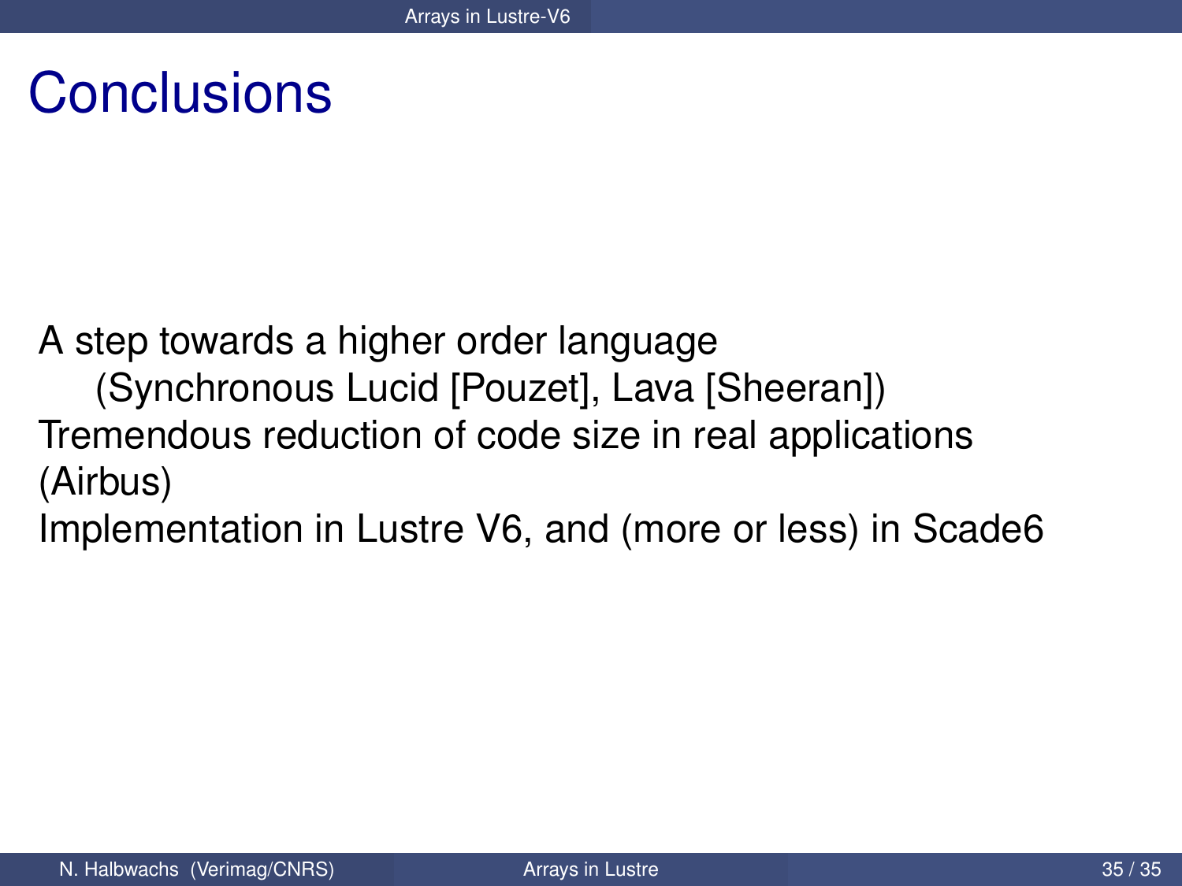# Conclusions

A step towards a higher order language
(Synchronous Lucid [Pouzet], Lava [Sheeran])
Tremendous reduction of code size in real applications (Airbus)
Implementation in Lustre V6, and (more or less) in Scade6